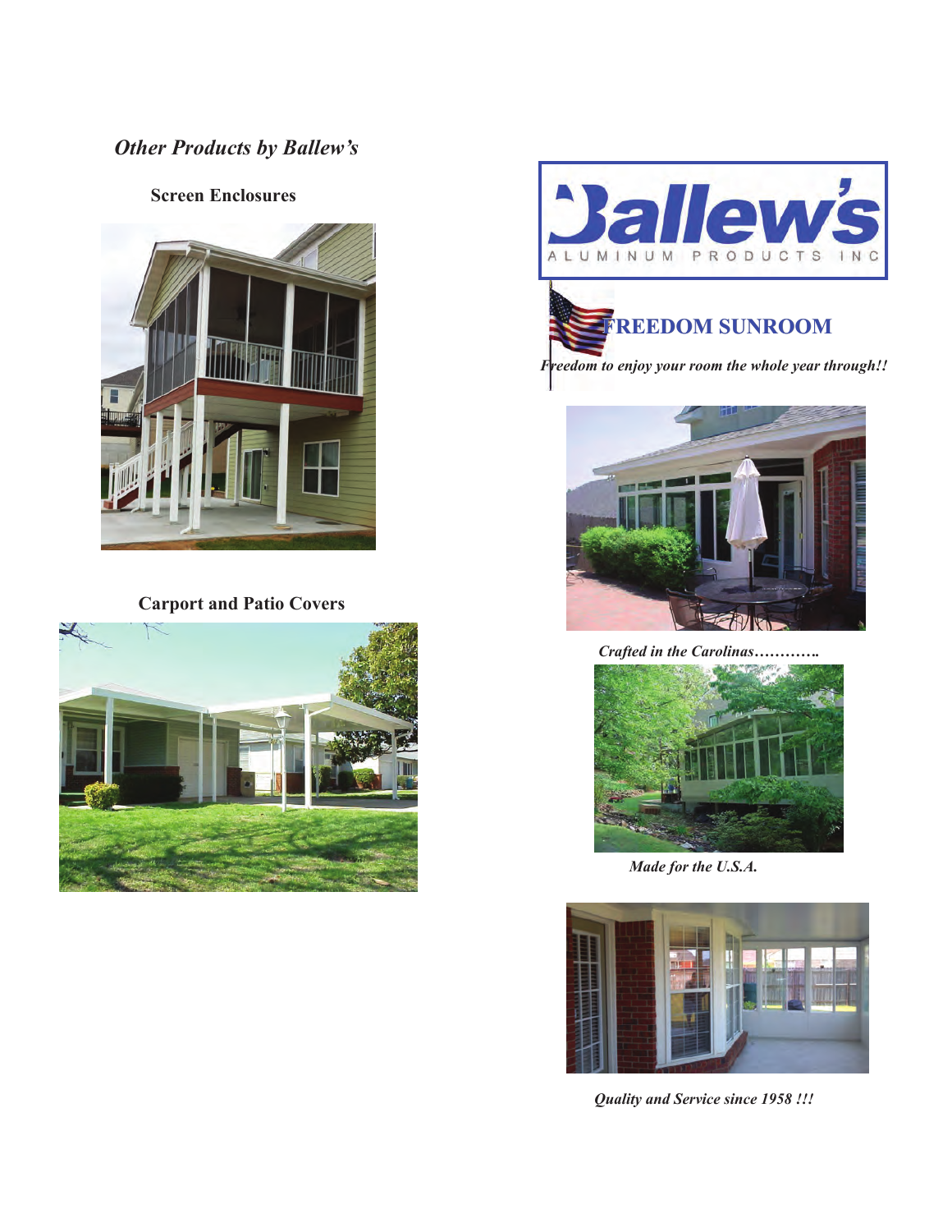*Other Products by Ballew's*

**Screen Enclosures**

**Carport and Patio Covers**

Ballew's

ALUMINUM PRODUCTS INC

## FREEDOM SUNROOM

*Freedom to enjoy your room the whole year through!!*

*Crafted in the Carolinas…………*

*Made for the U.S.A.*

*Quality and Service since 1958 !!!*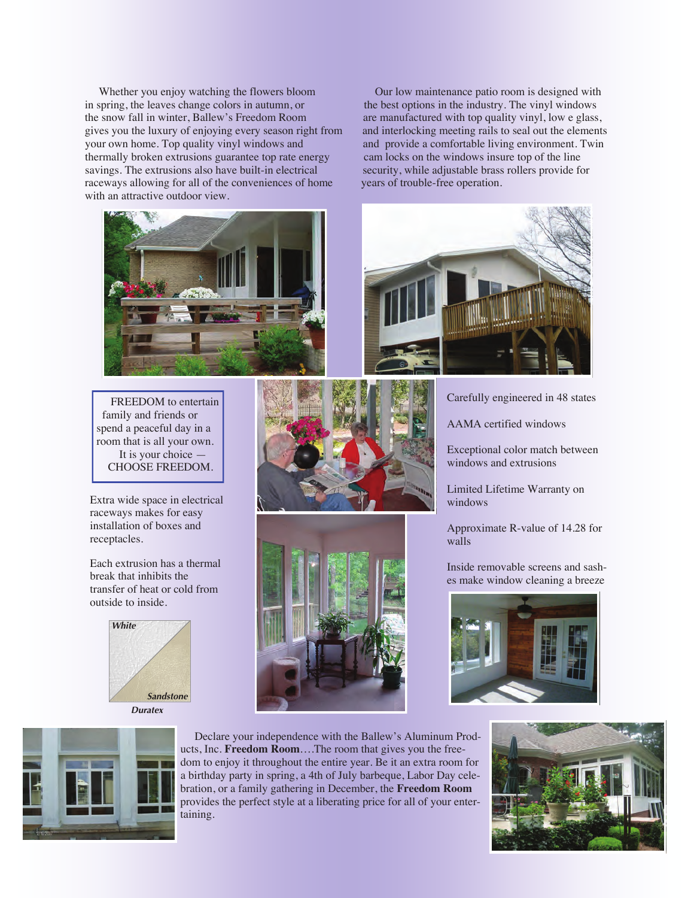Whether you enjoy watching the flowers bloom in spring, the leaves change colors in autumn, or the snow fall in winter, Ballew's Freedom Room gives you the luxury of enjoying every season right from your own home. Top quality vinyl windows and thermally broken extrusions guarantee top rate energy savings. The extrusions also have built-in electrical raceways allowing for all of the conveniences of home with an attractive outdoor view.

Our low maintenance patio room is designed with the best options in the industry. The vinyl windows are manufactured with top quality vinyl, low e glass, and interlocking meeting rails to seal out the elements and provide a comfortable living environment. Twin cam locks on the windows insure top of the line security, while adjustable brass rollers provide for years of trouble-free operation.

FREEDOM to entertain family and friends or spend a peaceful day in a room that is all your own. It is your choice — CHOOSE FREEDOM.

Extra wide space in electrical raceways makes for easy installation of boxes and receptacles.

Each extrusion has a thermal break that inhibits the transfer of heat or cold from outside to inside.

*White*

*Sandstone*

***Duratex***

Carefully engineered in 48 states

AAMA certified windows

Exceptional color match between windows and extrusions

Limited Lifetime Warranty on windows

Approximate R-value of 14.28 for walls

Inside removable screens and sashes make window cleaning a breeze

Declare your independence with the Ballew's Aluminum Products, Inc. **Freedom Room**….The room that gives you the freedom to enjoy it throughout the entire year. Be it an extra room for a birthday party in spring, a 4th of July barbeque, Labor Day celebration, or a family gathering in December, the **Freedom Room** provides the perfect style at a liberating price for all of your entertaining.